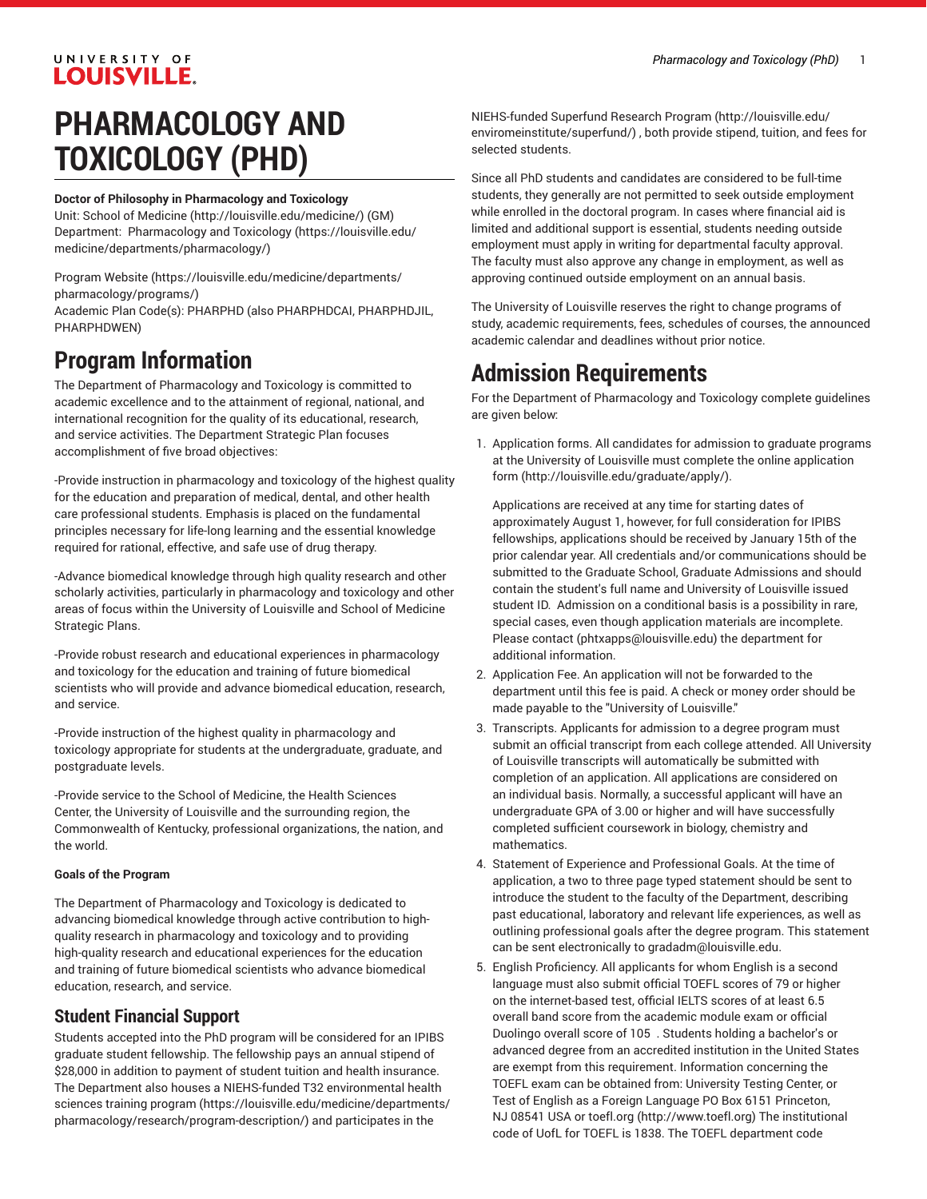# PHARMACOLOGY AND TOXICOLOGY (PHD)

**Doctor of Philosophy in Pharmacology and Toxicology**

Unit: School of Medicine (http://louisville.edu/medicine/) (GM)
Department: Pharmacology and Toxicology (https://louisville.edu/medicine/departments/pharmacology/)

Program Website (https://louisville.edu/medicine/departments/pharmacology/programs/)
Academic Plan Code(s): PHARPHD (also PHARPHDCAI, PHARPHDJIL, PHARPHDWEN)

## Program Information

The Department of Pharmacology and Toxicology is committed to academic excellence and to the attainment of regional, national, and international recognition for the quality of its educational, research, and service activities. The Department Strategic Plan focuses accomplishment of five broad objectives:

-Provide instruction in pharmacology and toxicology of the highest quality for the education and preparation of medical, dental, and other health care professional students. Emphasis is placed on the fundamental principles necessary for life-long learning and the essential knowledge required for rational, effective, and safe use of drug therapy.

-Advance biomedical knowledge through high quality research and other scholarly activities, particularly in pharmacology and toxicology and other areas of focus within the University of Louisville and School of Medicine Strategic Plans.

-Provide robust research and educational experiences in pharmacology and toxicology for the education and training of future biomedical scientists who will provide and advance biomedical education, research, and service.

-Provide instruction of the highest quality in pharmacology and toxicology appropriate for students at the undergraduate, graduate, and postgraduate levels.

-Provide service to the School of Medicine, the Health Sciences Center, the University of Louisville and the surrounding region, the Commonwealth of Kentucky, professional organizations, the nation, and the world.

**Goals of the Program**

The Department of Pharmacology and Toxicology is dedicated to advancing biomedical knowledge through active contribution to high-quality research in pharmacology and toxicology and to providing high-quality research and educational experiences for the education and training of future biomedical scientists who advance biomedical education, research, and service.

### Student Financial Support

Students accepted into the PhD program will be considered for an IPIBS graduate student fellowship. The fellowship pays an annual stipend of $28,000 in addition to payment of student tuition and health insurance. The Department also houses a NIEHS-funded T32 environmental health sciences training program (https://louisville.edu/medicine/departments/pharmacology/research/program-description/) and participates in the NIEHS-funded Superfund Research Program (http://louisville.edu/enviromeinstitute/superfund/) , both provide stipend, tuition, and fees for selected students.

Since all PhD students and candidates are considered to be full-time students, they generally are not permitted to seek outside employment while enrolled in the doctoral program. In cases where financial aid is limited and additional support is essential, students needing outside employment must apply in writing for departmental faculty approval. The faculty must also approve any change in employment, as well as approving continued outside employment on an annual basis.

The University of Louisville reserves the right to change programs of study, academic requirements, fees, schedules of courses, the announced academic calendar and deadlines without prior notice.

## Admission Requirements

For the Department of Pharmacology and Toxicology complete guidelines are given below:

1. Application forms. All candidates for admission to graduate programs at the University of Louisville must complete the online application form (http://louisville.edu/graduate/apply/).

   Applications are received at any time for starting dates of approximately August 1, however, for full consideration for IPIBS fellowships, applications should be received by January 15th of the prior calendar year. All credentials and/or communications should be submitted to the Graduate School, Graduate Admissions and should contain the student's full name and University of Louisville issued student ID. Admission on a conditional basis is a possibility in rare, special cases, even though application materials are incomplete. Please contact (phtxapps@louisville.edu) the department for additional information.
2. Application Fee. An application will not be forwarded to the department until this fee is paid. A check or money order should be made payable to the "University of Louisville."
3. Transcripts. Applicants for admission to a degree program must submit an official transcript from each college attended. All University of Louisville transcripts will automatically be submitted with completion of an application. All applications are considered on an individual basis. Normally, a successful applicant will have an undergraduate GPA of 3.00 or higher and will have successfully completed sufficient coursework in biology, chemistry and mathematics.
4. Statement of Experience and Professional Goals. At the time of application, a two to three page typed statement should be sent to introduce the student to the faculty of the Department, describing past educational, laboratory and relevant life experiences, as well as outlining professional goals after the degree program. This statement can be sent electronically to gradadm@louisville.edu.
5. English Proficiency. All applicants for whom English is a second language must also submit official TOEFL scores of 79 or higher on the internet-based test, official IELTS scores of at least 6.5 overall band score from the academic module exam or official Duolingo overall score of 105 . Students holding a bachelor's or advanced degree from an accredited institution in the United States are exempt from this requirement. Information concerning the TOEFL exam can be obtained from: University Testing Center, or Test of English as a Foreign Language PO Box 6151 Princeton, NJ 08541 USA or toefl.org (http://www.toefl.org) The institutional code of UofL for TOEFL is 1838. The TOEFL department code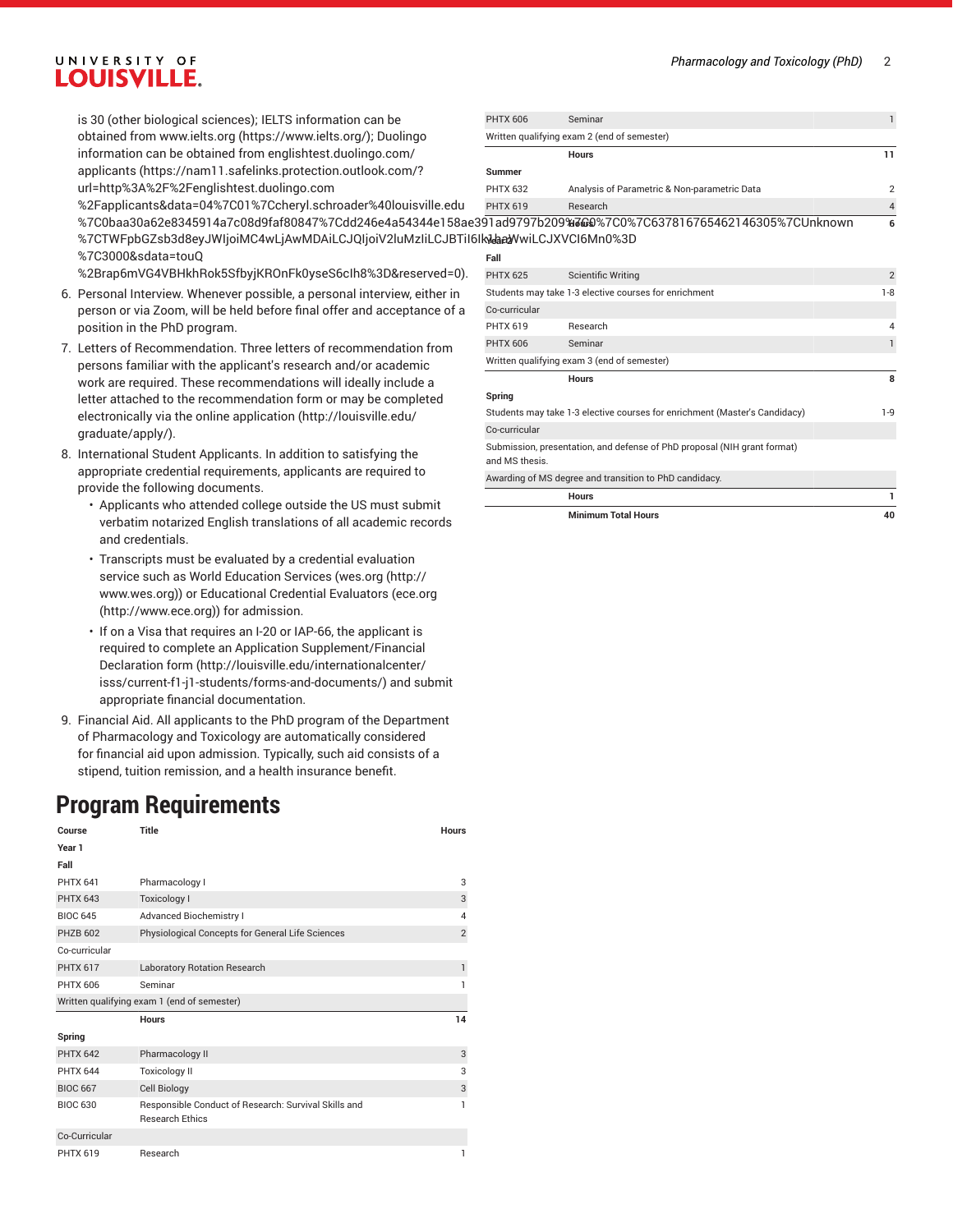is 30 (other biological sciences); IELTS information can be obtained from www.ielts.org (https://www.ielts.org/); Duolingo information can be obtained from englishtest.duolingo.com/applicants (https://nam11.safelinks.protection.outlook.com/?url=http%3A%2F%2Fenglishtest.duolingo.com%2Fapplicants&data=04%7C01%7Ccheryl.schroader%40louisville.edu%7C0baa30a62e8345914a7c08d9faf80847%7Cdd246e4a54344e158ae391ad9797b209%7C0%7C0%7C637816765462146305%7CUnknown%7CTWFpbGZsb3d8eyJWIjoiMC4wLjAwMDAiLCJQIjoiV2luMzIiLCJBTiI6Ik1haWwiLCJXVCI6Mn0%3D%7C3000&sdata=touQ%2Brap6mVG4VBHkhRok5SfbyjKROnFk0yseS6cIh8%3D&reserved=0).

6. Personal Interview. Whenever possible, a personal interview, either in person or via Zoom, will be held before final offer and acceptance of a position in the PhD program.
7. Letters of Recommendation. Three letters of recommendation from persons familiar with the applicant's research and/or academic work are required. These recommendations will ideally include a letter attached to the recommendation form or may be completed electronically via the online application (http://louisville.edu/graduate/apply/).
8. International Student Applicants. In addition to satisfying the appropriate credential requirements, applicants are required to provide the following documents.
   - Applicants who attended college outside the US must submit verbatim notarized English translations of all academic records and credentials.
   - Transcripts must be evaluated by a credential evaluation service such as World Education Services (wes.org (http://www.wes.org)) or Educational Credential Evaluators (ece.org (http://www.ece.org)) for admission.
   - If on a Visa that requires an I-20 or IAP-66, the applicant is required to complete an Application Supplement/Financial Declaration form (http://louisville.edu/internationalcenter/isss/current-f1-j1-students/forms-and-documents/) and submit appropriate financial documentation.
9. Financial Aid. All applicants to the PhD program of the Department of Pharmacology and Toxicology are automatically considered for financial aid upon admission. Typically, such aid consists of a stipend, tuition remission, and a health insurance benefit.

## Program Requirements

| Course | Title | Hours |
|---|---|---|
| **Year 1** | | |
| **Fall** | | |
| PHTX 641 | Pharmacology I | 3 |
| PHTX 643 | Toxicology I | 3 |
| BIOC 645 | Advanced Biochemistry I | 4 |
| PHZB 602 | Physiological Concepts for General Life Sciences | 2 |
| Co-curricular | | |
| PHTX 617 | Laboratory Rotation Research | 1 |
| PHTX 606 | Seminar | 1 |
| Written qualifying exam 1 (end of semester) | | |
| | **Hours** | **14** |
| **Spring** | | |
| PHTX 642 | Pharmacology II | 3 |
| PHTX 644 | Toxicology II | 3 |
| BIOC 667 | Cell Biology | 3 |
| BIOC 630 | Responsible Conduct of Research: Survival Skills and Research Ethics | 1 |
| Co-Curricular | | |
| PHTX 619 | Research | 1 |
| PHTX 606 | Seminar | 1 |
| Written qualifying exam 2 (end of semester) | | |
| | **Hours** | **11** |
| **Summer** | | |
| PHTX 632 | Analysis of Parametric & Non-parametric Data | 2 |
| PHTX 619 | Research | 4 |
| | **Hours** | **6** |
| **Year 2** | | |
| **Fall** | | |
| PHTX 625 | Scientific Writing | 2 |
| Students may take 1-3 elective courses for enrichment | | 1-8 |
| Co-curricular | | |
| PHTX 619 | Research | 4 |
| PHTX 606 | Seminar | 1 |
| Written qualifying exam 3 (end of semester) | | |
| | **Hours** | **8** |
| **Spring** | | |
| Students may take 1-3 elective courses for enrichment (Master's Candidacy) | | 1-9 |
| Co-curricular | | |
| Submission, presentation, and defense of PhD proposal (NIH grant format) and MS thesis. | | |
| Awarding of MS degree and transition to PhD candidacy. | | |
| | **Hours** | **1** |
| | **Minimum Total Hours** | **40** |